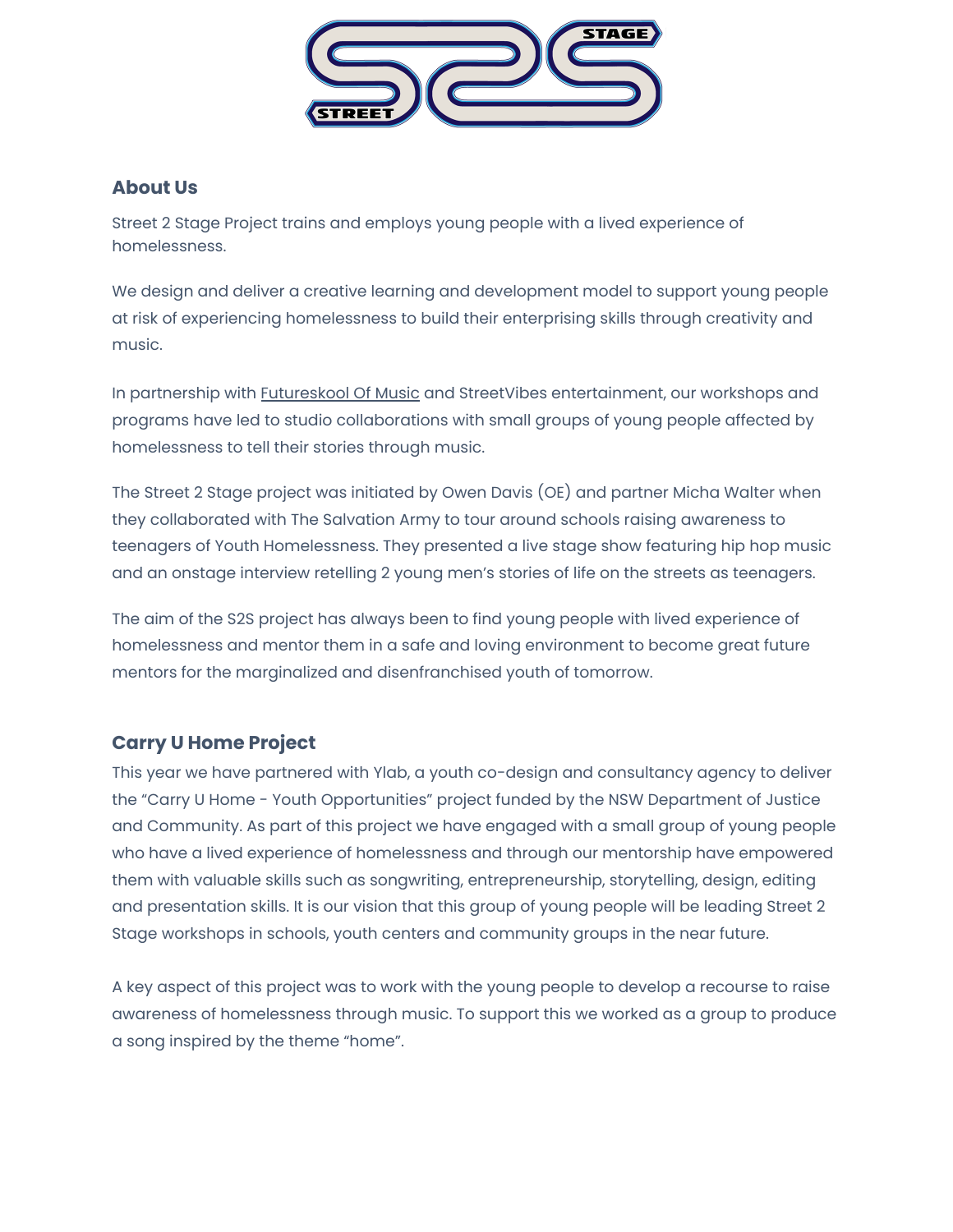## About Us

Street 2 Stage Project trains and employs young people with a lived experience of homelessness.

We design and deliver a creative learning and development model to support young people at risk of experiencing homelessness to build their enterprising skills through creativity and music.

In partnership with Futureskool Of Music and StreetVibes entertainment, our workshops and programs have led to studio collaborations with small groups of young people affected by homelessness to tell their stories through music.

The Street 2 Stage project was initiated by Owen Davis (OE) and partner Micha Walter when they collaborated with The Salvation Army to tour around schools raising awareness to teenagers of Youth Homelessness. They presented a live stage show featuring hip hop music and an onstage interview retelling 2 young men's stories of life on the streets as teenagers.

The aim of the S2S project has always been to find young people with lived experience of homelessness and mentor them in a safe and loving environment to become great future mentors for the marginalized and disenfranchised youth of tomorrow.

## Carry U Home Project

This year we have partnered with Ylab, a youth co-design and consultancy agency to deliver the "Carry U Home - Youth Opportunities" project funded by the NSW Department of Justice and Community. As part of this project we have engaged with a small group of young people who have a lived experience of homelessness and through our mentorship have empowered them with valuable skills such as songwriting, entrepreneurship, storytelling, design, editing and presentation skills. It is our vision that this group of young people will be leading Street 2 Stage workshops in schools, youth centers and community groups in the near future.

A key aspect of this project was to work with the young people to develop a recourse to raise awareness of homelessness through music. To support this we worked as a group to produce a song inspired by the theme "home".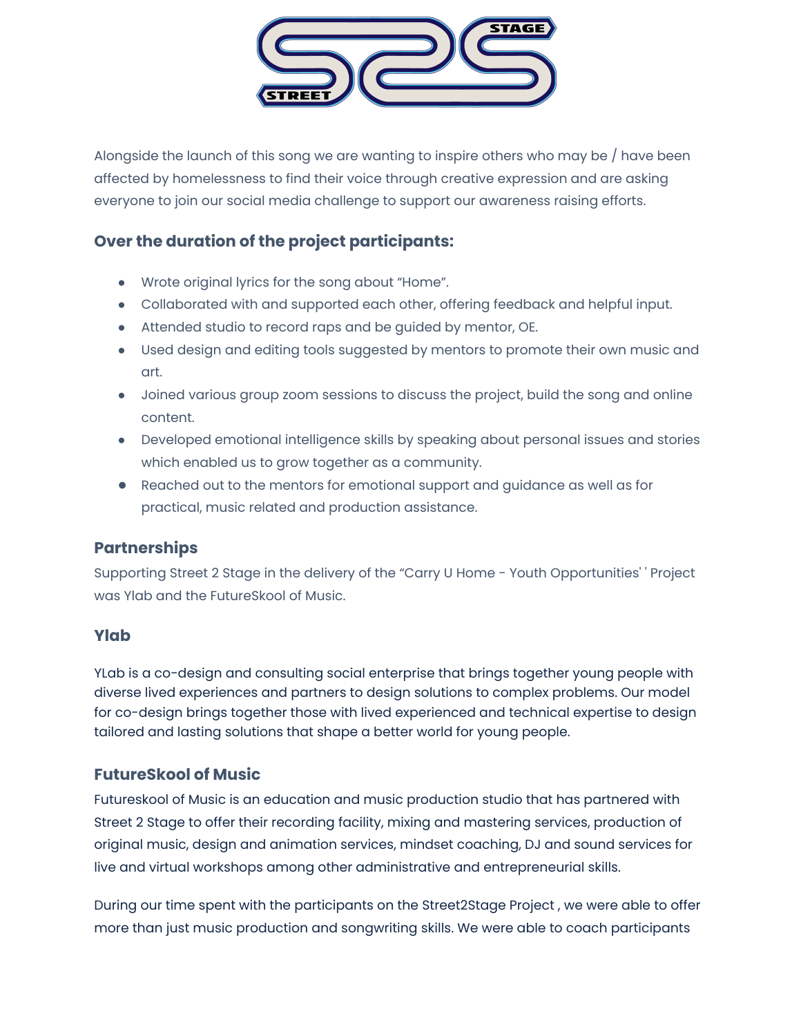Alongside the launch of this song we are wanting to inspire others who may be / have been affected by homelessness to find their voice through creative expression and are asking everyone to join our social media challenge to support our awareness raising efforts.

### Over the duration of the project participants:

- Wrote original lyrics for the song about "Home".
- Collaborated with and supported each other, offering feedback and helpful input.
- Attended studio to record raps and be guided by mentor, OE.
- Used design and editing tools suggested by mentors to promote their own music and art.
- Joined various group zoom sessions to discuss the project, build the song and online content.
- Developed emotional intelligence skills by speaking about personal issues and stories which enabled us to grow together as a community.
- Reached out to the mentors for emotional support and guidance as well as for practical, music related and production assistance.

### Partnerships

Supporting Street 2 Stage in the delivery of the "Carry U Home - Youth Opportunities' ' Project was Ylab and the FutureSkool of Music.

### Ylab

YLab is a co-design and consulting social enterprise that brings together young people with diverse lived experiences and partners to design solutions to complex problems. Our model for co-design brings together those with lived experienced and technical expertise to design tailored and lasting solutions that shape a better world for young people.

### FutureSkool of Music

Futureskool of Music is an education and music production studio that has partnered with Street 2 Stage to offer their recording facility, mixing and mastering services, production of original music, design and animation services, mindset coaching, DJ and sound services for live and virtual workshops among other administrative and entrepreneurial skills.

During our time spent with the participants on the Street2Stage Project , we were able to offer more than just music production and songwriting skills. We were able to coach participants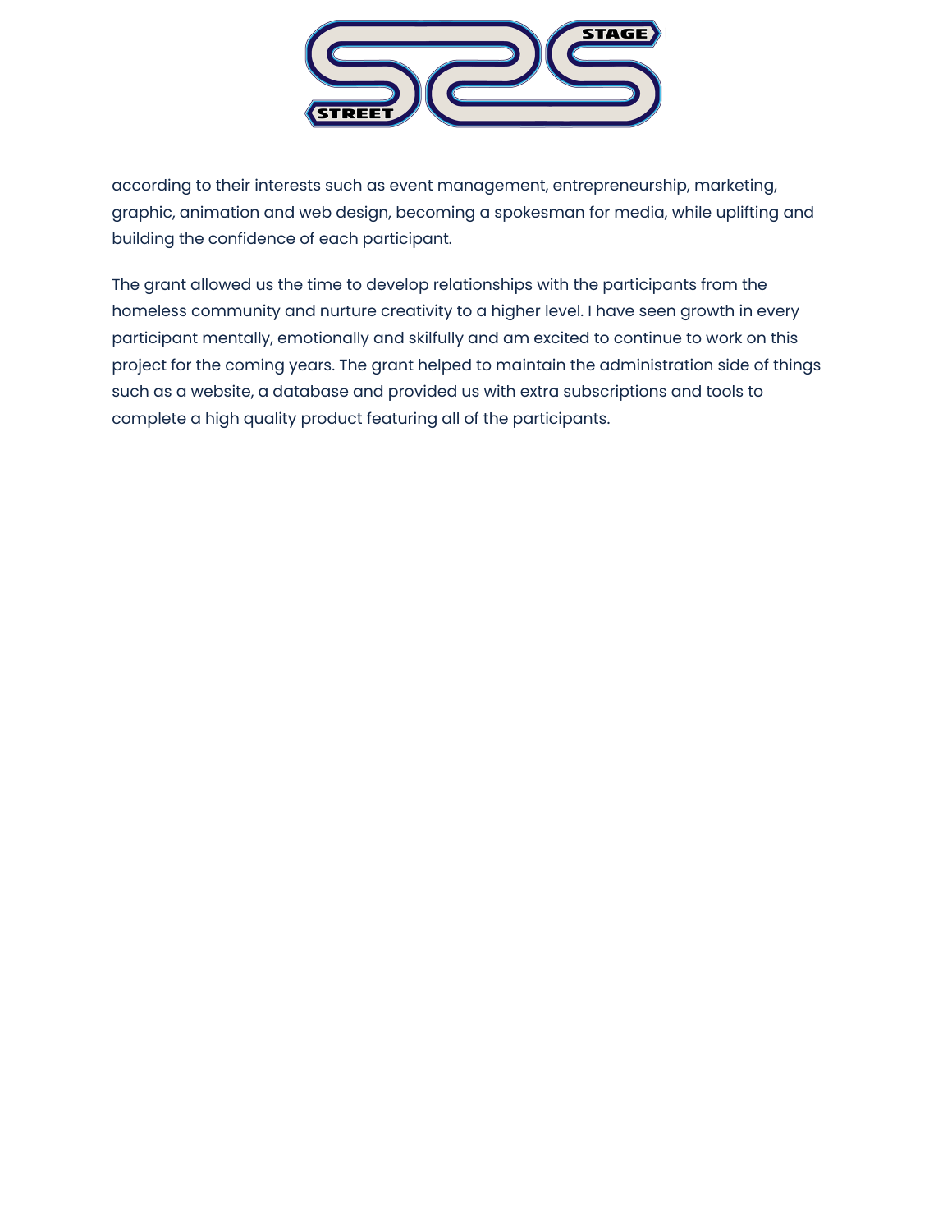according to their interests such as event management, entrepreneurship, marketing, graphic, animation and web design, becoming a spokesman for media, while uplifting and building the confidence of each participant.

The grant allowed us the time to develop relationships with the participants from the homeless community and nurture creativity to a higher level. I have seen growth in every participant mentally, emotionally and skilfully and am excited to continue to work on this project for the coming years. The grant helped to maintain the administration side of things such as a website, a database and provided us with extra subscriptions and tools to complete a high quality product featuring all of the participants.